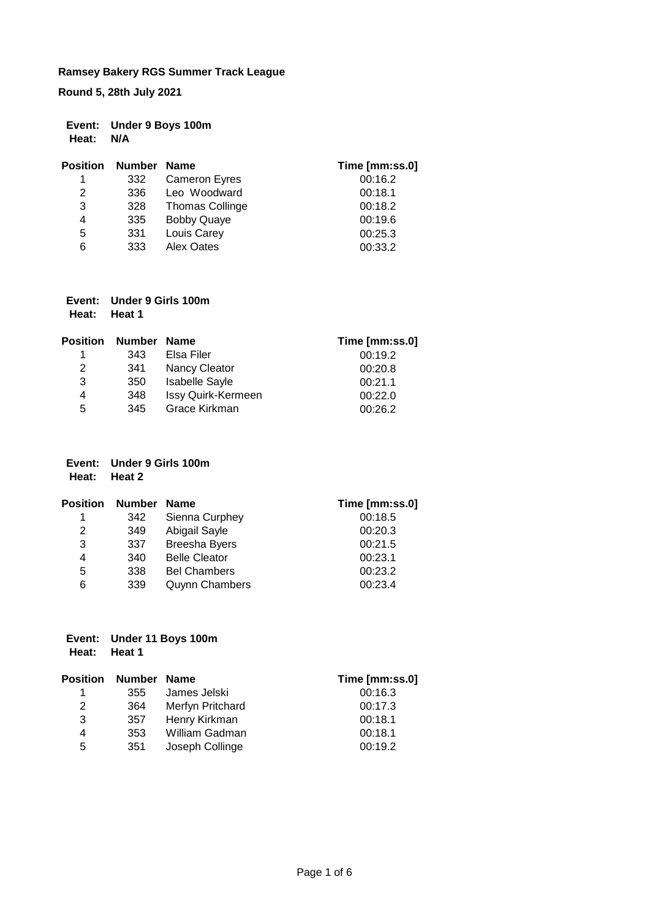**Ramsey Bakery RGS Summer Track League**

**Round 5, 28th July 2021**

**Event:** **Under 9 Boys 100m**
**Heat:** **N/A**

| Position | Number | Name | Time [mm:ss.0] |
|---|---|---|---|
| 1 | 332 | Cameron Eyres | 00:16.2 |
| 2 | 336 | Leo Woodward | 00:18.1 |
| 3 | 328 | Thomas Collinge | 00:18.2 |
| 4 | 335 | Bobby Quaye | 00:19.6 |
| 5 | 331 | Louis Carey | 00:25.3 |
| 6 | 333 | Alex Oates | 00:33.2 |

**Event:** **Under 9 Girls 100m**
**Heat:** **Heat 1**

| Position | Number | Name | Time [mm:ss.0] |
|---|---|---|---|
| 1 | 343 | Elsa Filer | 00:19.2 |
| 2 | 341 | Nancy Cleator | 00:20.8 |
| 3 | 350 | Isabelle Sayle | 00:21.1 |
| 4 | 348 | Issy Quirk-Kermeen | 00:22.0 |
| 5 | 345 | Grace Kirkman | 00:26.2 |

**Event:** **Under 9 Girls 100m**
**Heat:** **Heat 2**

| Position | Number | Name | Time [mm:ss.0] |
|---|---|---|---|
| 1 | 342 | Sienna Curphey | 00:18.5 |
| 2 | 349 | Abigail Sayle | 00:20.3 |
| 3 | 337 | Breesha Byers | 00:21.5 |
| 4 | 340 | Belle Cleator | 00:23.1 |
| 5 | 338 | Bel Chambers | 00:23.2 |
| 6 | 339 | Quynn Chambers | 00:23.4 |

**Event:** **Under 11 Boys 100m**
**Heat:** **Heat 1**

| Position | Number | Name | Time [mm:ss.0] |
|---|---|---|---|
| 1 | 355 | James Jelski | 00:16.3 |
| 2 | 364 | Merfyn Pritchard | 00:17.3 |
| 3 | 357 | Henry Kirkman | 00:18.1 |
| 4 | 353 | William Gadman | 00:18.1 |
| 5 | 351 | Joseph Collinge | 00:19.2 |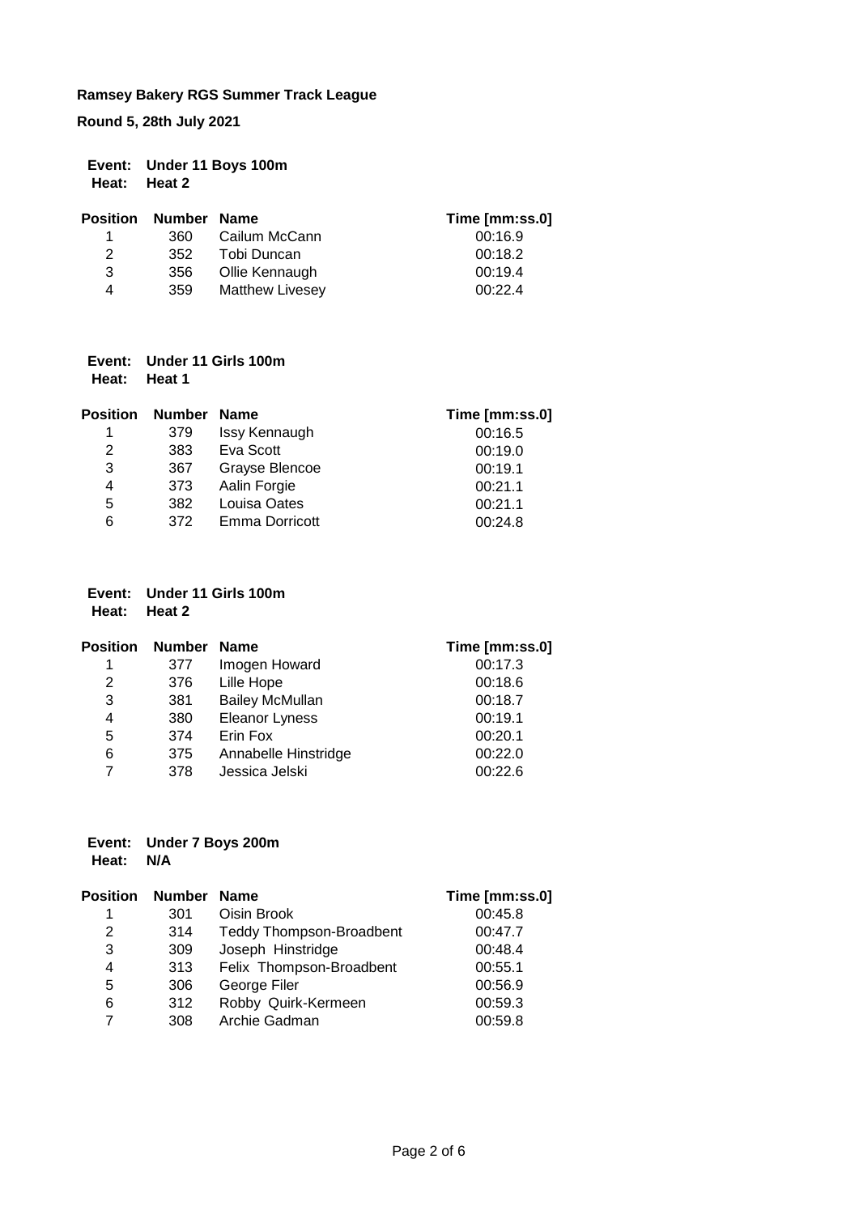**Ramsey Bakery RGS Summer Track League**

**Round 5, 28th July 2021**

**Event: Under 11 Boys 100m**
**Heat: Heat 2**

| Position | Number | Name | Time [mm:ss.0] |
|---|---|---|---|
| 1 | 360 | Cailum McCann | 00:16.9 |
| 2 | 352 | Tobi Duncan | 00:18.2 |
| 3 | 356 | Ollie Kennaugh | 00:19.4 |
| 4 | 359 | Matthew Livesey | 00:22.4 |

**Event: Under 11 Girls 100m**
**Heat: Heat 1**

| Position | Number | Name | Time [mm:ss.0] |
|---|---|---|---|
| 1 | 379 | Issy Kennaugh | 00:16.5 |
| 2 | 383 | Eva Scott | 00:19.0 |
| 3 | 367 | Grayse Blencoe | 00:19.1 |
| 4 | 373 | Aalin Forgie | 00:21.1 |
| 5 | 382 | Louisa Oates | 00:21.1 |
| 6 | 372 | Emma Dorricott | 00:24.8 |

**Event: Under 11 Girls 100m**
**Heat: Heat 2**

| Position | Number | Name | Time [mm:ss.0] |
|---|---|---|---|
| 1 | 377 | Imogen Howard | 00:17.3 |
| 2 | 376 | Lille Hope | 00:18.6 |
| 3 | 381 | Bailey McMullan | 00:18.7 |
| 4 | 380 | Eleanor Lyness | 00:19.1 |
| 5 | 374 | Erin Fox | 00:20.1 |
| 6 | 375 | Annabelle Hinstridge | 00:22.0 |
| 7 | 378 | Jessica Jelski | 00:22.6 |

**Event: Under 7 Boys 200m**
**Heat: N/A**

| Position | Number | Name | Time [mm:ss.0] |
|---|---|---|---|
| 1 | 301 | Oisin Brook | 00:45.8 |
| 2 | 314 | Teddy Thompson-Broadbent | 00:47.7 |
| 3 | 309 | Joseph Hinstridge | 00:48.4 |
| 4 | 313 | Felix Thompson-Broadbent | 00:55.1 |
| 5 | 306 | George Filer | 00:56.9 |
| 6 | 312 | Robby Quirk-Kermeen | 00:59.3 |
| 7 | 308 | Archie Gadman | 00:59.8 |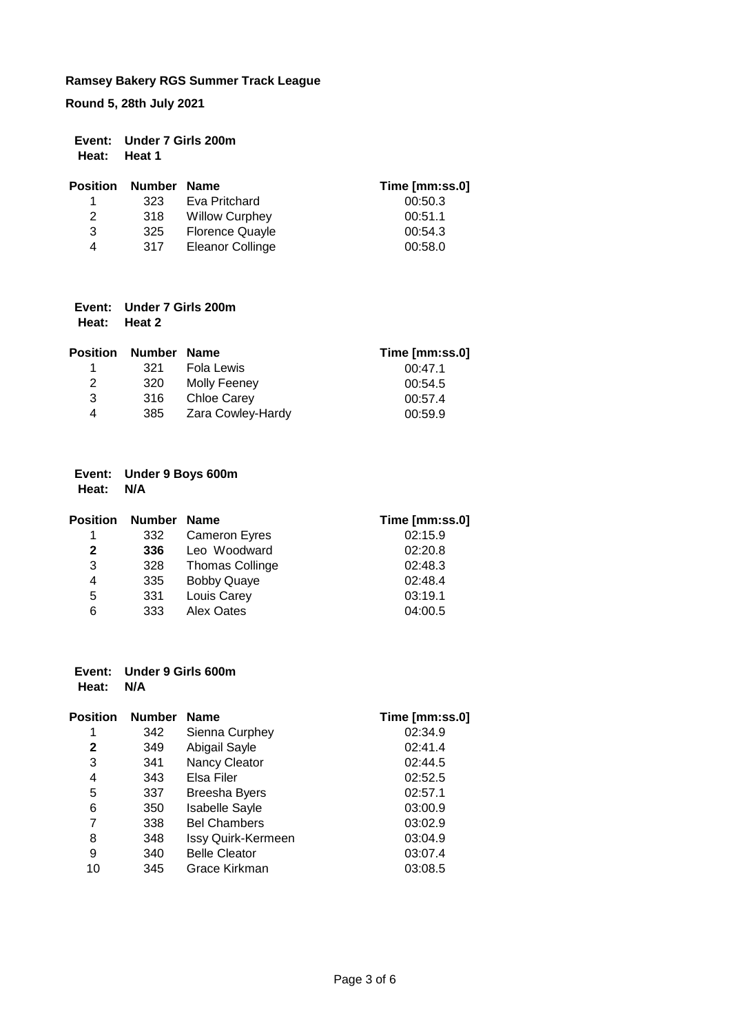**Ramsey Bakery RGS Summer Track League**

**Round 5, 28th July 2021**

**Event:** **Under 7 Girls 200m**
**Heat:** **Heat 1**

| Position | Number | Name | Time [mm:ss.0] |
|---|---|---|---|
| 1 | 323 | Eva Pritchard | 00:50.3 |
| 2 | 318 | Willow Curphey | 00:51.1 |
| 3 | 325 | Florence Quayle | 00:54.3 |
| 4 | 317 | Eleanor Collinge | 00:58.0 |

**Event:** **Under 7 Girls 200m**
**Heat:** **Heat 2**

| Position | Number | Name | Time [mm:ss.0] |
|---|---|---|---|
| 1 | 321 | Fola Lewis | 00:47.1 |
| 2 | 320 | Molly Feeney | 00:54.5 |
| 3 | 316 | Chloe Carey | 00:57.4 |
| 4 | 385 | Zara Cowley-Hardy | 00:59.9 |

**Event:** **Under 9 Boys 600m**
**Heat:** **N/A**

| Position | Number | Name | Time [mm:ss.0] |
|---|---|---|---|
| 1 | 332 | Cameron Eyres | 02:15.9 |
| **2** | **336** | Leo Woodward | 02:20.8 |
| 3 | 328 | Thomas Collinge | 02:48.3 |
| 4 | 335 | Bobby Quaye | 02:48.4 |
| 5 | 331 | Louis Carey | 03:19.1 |
| 6 | 333 | Alex Oates | 04:00.5 |

**Event:** **Under 9 Girls 600m**
**Heat:** **N/A**

| Position | Number | Name | Time [mm:ss.0] |
|---|---|---|---|
| 1 | 342 | Sienna Curphey | 02:34.9 |
| **2** | 349 | Abigail Sayle | 02:41.4 |
| 3 | 341 | Nancy Cleator | 02:44.5 |
| 4 | 343 | Elsa Filer | 02:52.5 |
| 5 | 337 | Breesha Byers | 02:57.1 |
| 6 | 350 | Isabelle Sayle | 03:00.9 |
| 7 | 338 | Bel Chambers | 03:02.9 |
| 8 | 348 | Issy Quirk-Kermeen | 03:04.9 |
| 9 | 340 | Belle Cleator | 03:07.4 |
| 10 | 345 | Grace Kirkman | 03:08.5 |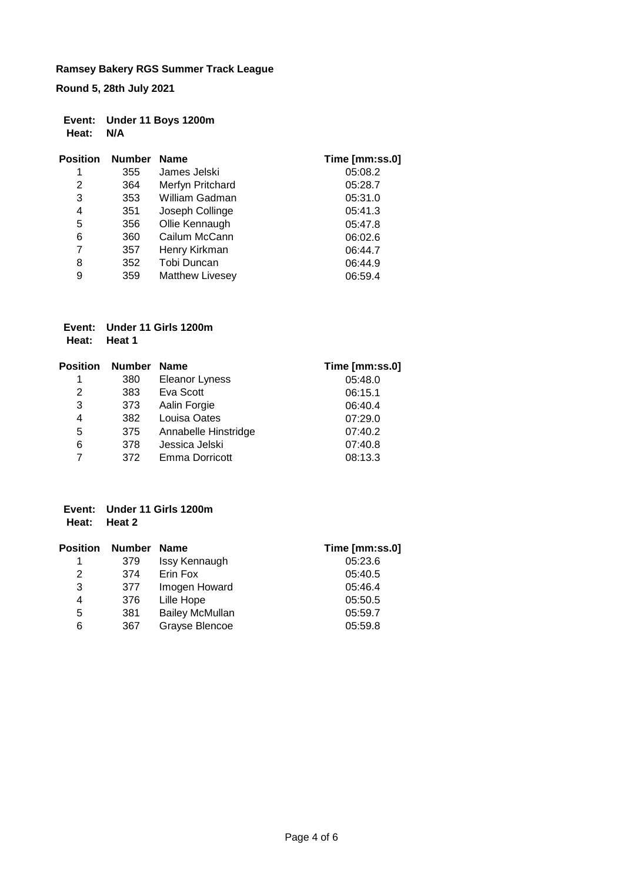**Ramsey Bakery RGS Summer Track League**

**Round 5, 28th July 2021**

**Event:** **Under 11 Boys 1200m**
**Heat:** **N/A**

| Position | Number | Name | Time [mm:ss.0] |
|---|---|---|---|
| 1 | 355 | James Jelski | 05:08.2 |
| 2 | 364 | Merfyn Pritchard | 05:28.7 |
| 3 | 353 | William Gadman | 05:31.0 |
| 4 | 351 | Joseph Collinge | 05:41.3 |
| 5 | 356 | Ollie Kennaugh | 05:47.8 |
| 6 | 360 | Cailum McCann | 06:02.6 |
| 7 | 357 | Henry Kirkman | 06:44.7 |
| 8 | 352 | Tobi Duncan | 06:44.9 |
| 9 | 359 | Matthew Livesey | 06:59.4 |

**Event:** **Under 11 Girls 1200m**
**Heat:** **Heat 1**

| Position | Number | Name | Time [mm:ss.0] |
|---|---|---|---|
| 1 | 380 | Eleanor Lyness | 05:48.0 |
| 2 | 383 | Eva Scott | 06:15.1 |
| 3 | 373 | Aalin Forgie | 06:40.4 |
| 4 | 382 | Louisa Oates | 07:29.0 |
| 5 | 375 | Annabelle Hinstridge | 07:40.2 |
| 6 | 378 | Jessica Jelski | 07:40.8 |
| 7 | 372 | Emma Dorricott | 08:13.3 |

**Event:** **Under 11 Girls 1200m**
**Heat:** **Heat 2**

| Position | Number | Name | Time [mm:ss.0] |
|---|---|---|---|
| 1 | 379 | Issy Kennaugh | 05:23.6 |
| 2 | 374 | Erin Fox | 05:40.5 |
| 3 | 377 | Imogen Howard | 05:46.4 |
| 4 | 376 | Lille Hope | 05:50.5 |
| 5 | 381 | Bailey McMullan | 05:59.7 |
| 6 | 367 | Grayse Blencoe | 05:59.8 |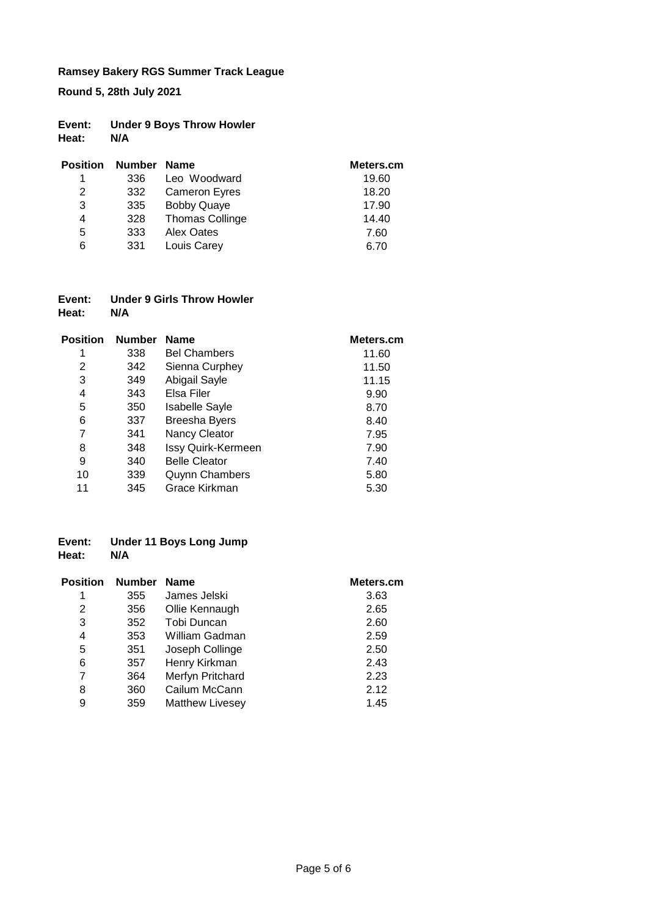**Ramsey Bakery RGS Summer Track League**

**Round 5, 28th July 2021**

**Event:** **Under 9 Boys Throw Howler**
**Heat:** **N/A**

| Position | Number | Name | Meters.cm |
|---|---|---|---|
| 1 | 336 | Leo Woodward | 19.60 |
| 2 | 332 | Cameron Eyres | 18.20 |
| 3 | 335 | Bobby Quaye | 17.90 |
| 4 | 328 | Thomas Collinge | 14.40 |
| 5 | 333 | Alex Oates | 7.60 |
| 6 | 331 | Louis Carey | 6.70 |

**Event:** **Under 9 Girls Throw Howler**
**Heat:** **N/A**

| Position | Number | Name | Meters.cm |
|---|---|---|---|
| 1 | 338 | Bel Chambers | 11.60 |
| 2 | 342 | Sienna Curphey | 11.50 |
| 3 | 349 | Abigail Sayle | 11.15 |
| 4 | 343 | Elsa Filer | 9.90 |
| 5 | 350 | Isabelle Sayle | 8.70 |
| 6 | 337 | Breesha Byers | 8.40 |
| 7 | 341 | Nancy Cleator | 7.95 |
| 8 | 348 | Issy Quirk-Kermeen | 7.90 |
| 9 | 340 | Belle Cleator | 7.40 |
| 10 | 339 | Quynn Chambers | 5.80 |
| 11 | 345 | Grace Kirkman | 5.30 |

**Event:** **Under 11 Boys Long Jump**
**Heat:** **N/A**

| Position | Number | Name | Meters.cm |
|---|---|---|---|
| 1 | 355 | James Jelski | 3.63 |
| 2 | 356 | Ollie Kennaugh | 2.65 |
| 3 | 352 | Tobi Duncan | 2.60 |
| 4 | 353 | William Gadman | 2.59 |
| 5 | 351 | Joseph Collinge | 2.50 |
| 6 | 357 | Henry Kirkman | 2.43 |
| 7 | 364 | Merfyn Pritchard | 2.23 |
| 8 | 360 | Cailum McCann | 2.12 |
| 9 | 359 | Matthew Livesey | 1.45 |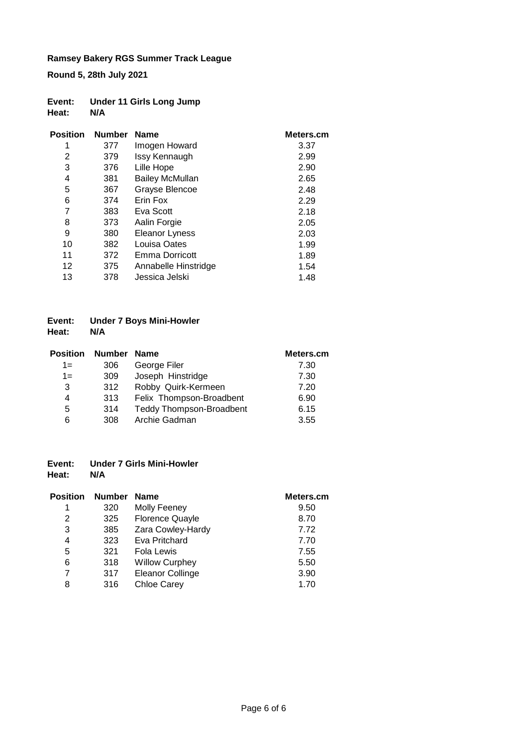**Ramsey Bakery RGS Summer Track League**

**Round 5, 28th July 2021**

**Event:** **Under 11 Girls Long Jump**
**Heat:** **N/A**

| Position | Number | Name | Meters.cm |
|---|---|---|---|
| 1 | 377 | Imogen Howard | 3.37 |
| 2 | 379 | Issy Kennaugh | 2.99 |
| 3 | 376 | Lille Hope | 2.90 |
| 4 | 381 | Bailey McMullan | 2.65 |
| 5 | 367 | Grayse Blencoe | 2.48 |
| 6 | 374 | Erin Fox | 2.29 |
| 7 | 383 | Eva Scott | 2.18 |
| 8 | 373 | Aalin Forgie | 2.05 |
| 9 | 380 | Eleanor Lyness | 2.03 |
| 10 | 382 | Louisa Oates | 1.99 |
| 11 | 372 | Emma Dorricott | 1.89 |
| 12 | 375 | Annabelle Hinstridge | 1.54 |
| 13 | 378 | Jessica Jelski | 1.48 |

**Event:** **Under 7 Boys Mini-Howler**
**Heat:** **N/A**

| Position | Number | Name | Meters.cm |
|---|---|---|---|
| 1= | 306 | George Filer | 7.30 |
| 1= | 309 | Joseph Hinstridge | 7.30 |
| 3 | 312 | Robby Quirk-Kermeen | 7.20 |
| 4 | 313 | Felix Thompson-Broadbent | 6.90 |
| 5 | 314 | Teddy Thompson-Broadbent | 6.15 |
| 6 | 308 | Archie Gadman | 3.55 |

**Event:** **Under 7 Girls Mini-Howler**
**Heat:** **N/A**

| Position | Number | Name | Meters.cm |
|---|---|---|---|
| 1 | 320 | Molly Feeney | 9.50 |
| 2 | 325 | Florence Quayle | 8.70 |
| 3 | 385 | Zara Cowley-Hardy | 7.72 |
| 4 | 323 | Eva Pritchard | 7.70 |
| 5 | 321 | Fola Lewis | 7.55 |
| 6 | 318 | Willow Curphey | 5.50 |
| 7 | 317 | Eleanor Collinge | 3.90 |
| 8 | 316 | Chloe Carey | 1.70 |